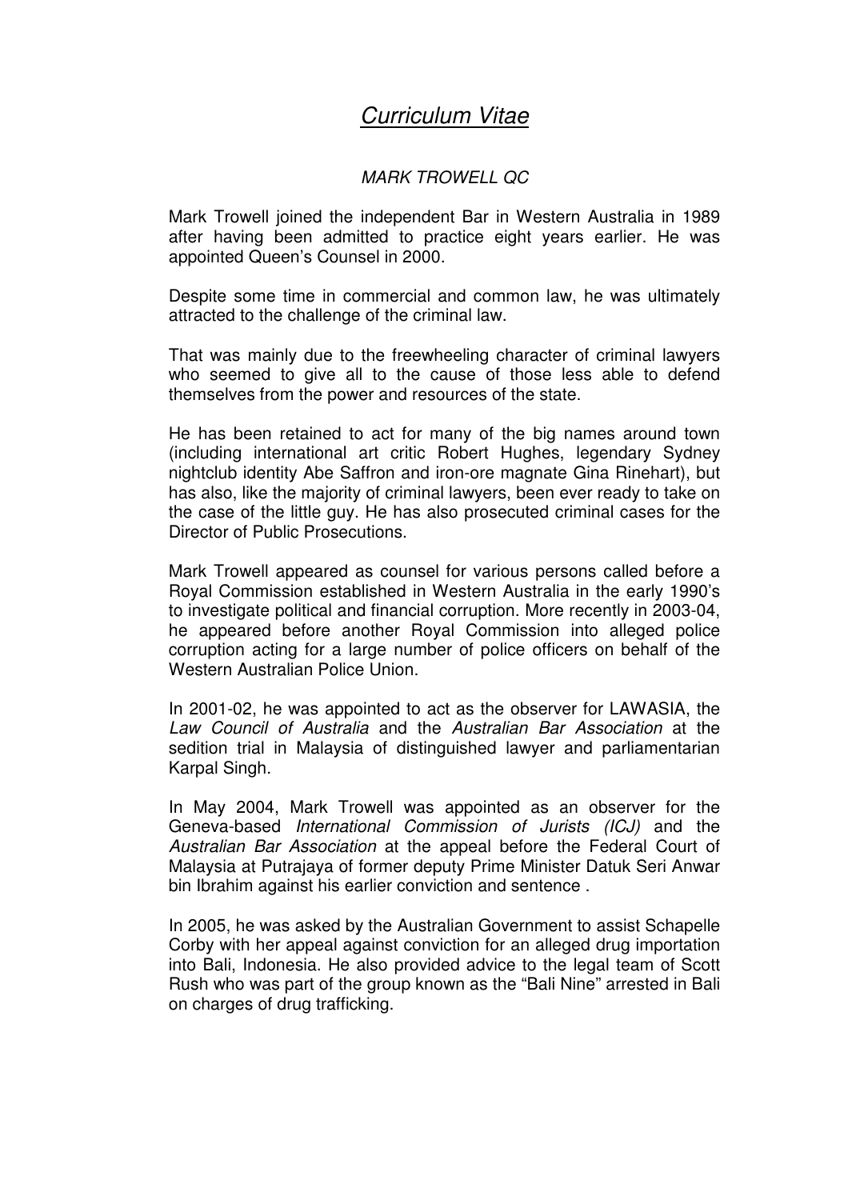# *Curriculum Vitae*

*MARK TROWELL QC*

Mark Trowell joined the independent Bar in Western Australia in 1989 after having been admitted to practice eight years earlier. He was appointed Queen's Counsel in 2000.

Despite some time in commercial and common law, he was ultimately attracted to the challenge of the criminal law.

That was mainly due to the freewheeling character of criminal lawyers who seemed to give all to the cause of those less able to defend themselves from the power and resources of the state.

He has been retained to act for many of the big names around town (including international art critic Robert Hughes, legendary Sydney nightclub identity Abe Saffron and iron-ore magnate Gina Rinehart), but has also, like the majority of criminal lawyers, been ever ready to take on the case of the little guy. He has also prosecuted criminal cases for the Director of Public Prosecutions.

Mark Trowell appeared as counsel for various persons called before a Royal Commission established in Western Australia in the early 1990's to investigate political and financial corruption. More recently in 2003-04, he appeared before another Royal Commission into alleged police corruption acting for a large number of police officers on behalf of the Western Australian Police Union.

In 2001-02, he was appointed to act as the observer for LAWASIA, the *Law Council of Australia* and the *Australian Bar Association* at the sedition trial in Malaysia of distinguished lawyer and parliamentarian Karpal Singh.

In May 2004, Mark Trowell was appointed as an observer for the Geneva-based *International Commission of Jurists (ICJ)* and the *Australian Bar Association* at the appeal before the Federal Court of Malaysia at Putrajaya of former deputy Prime Minister Datuk Seri Anwar bin Ibrahim against his earlier conviction and sentence .

In 2005, he was asked by the Australian Government to assist Schapelle Corby with her appeal against conviction for an alleged drug importation into Bali, Indonesia. He also provided advice to the legal team of Scott Rush who was part of the group known as the "Bali Nine" arrested in Bali on charges of drug trafficking.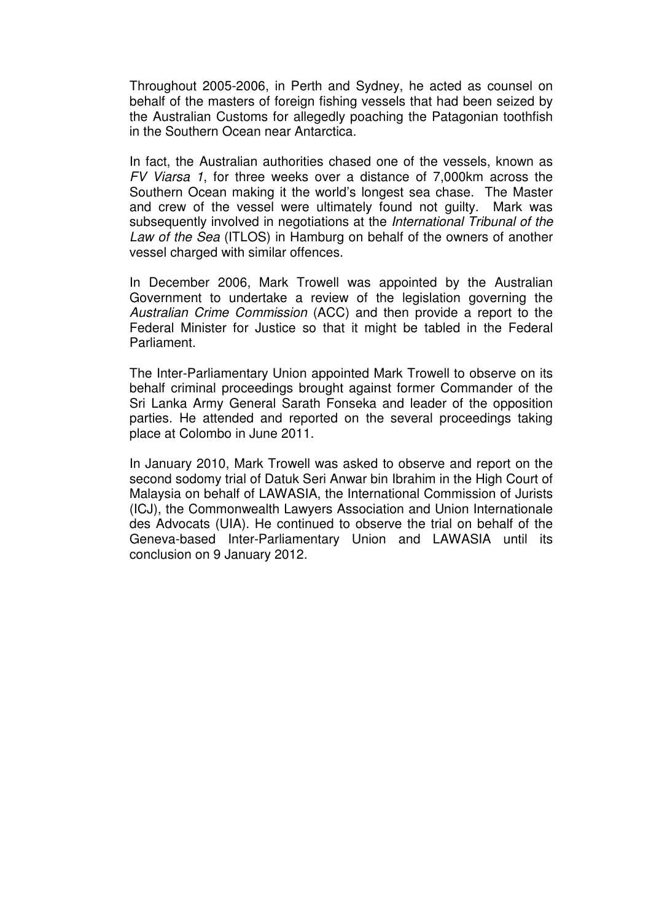Throughout 2005-2006, in Perth and Sydney, he acted as counsel on behalf of the masters of foreign fishing vessels that had been seized by the Australian Customs for allegedly poaching the Patagonian toothfish in the Southern Ocean near Antarctica.

In fact, the Australian authorities chased one of the vessels, known as *FV Viarsa 1*, for three weeks over a distance of 7,000km across the Southern Ocean making it the world's longest sea chase. The Master and crew of the vessel were ultimately found not guilty. Mark was subsequently involved in negotiations at the *International Tribunal of the Law of the Sea* (ITLOS) in Hamburg on behalf of the owners of another vessel charged with similar offences.

In December 2006, Mark Trowell was appointed by the Australian Government to undertake a review of the legislation governing the *Australian Crime Commission* (ACC) and then provide a report to the Federal Minister for Justice so that it might be tabled in the Federal Parliament.

The Inter-Parliamentary Union appointed Mark Trowell to observe on its behalf criminal proceedings brought against former Commander of the Sri Lanka Army General Sarath Fonseka and leader of the opposition parties. He attended and reported on the several proceedings taking place at Colombo in June 2011.

In January 2010, Mark Trowell was asked to observe and report on the second sodomy trial of Datuk Seri Anwar bin Ibrahim in the High Court of Malaysia on behalf of LAWASIA, the International Commission of Jurists (ICJ), the Commonwealth Lawyers Association and Union Internationale des Advocats (UIA). He continued to observe the trial on behalf of the Geneva-based Inter-Parliamentary Union and LAWASIA until its conclusion on 9 January 2012.